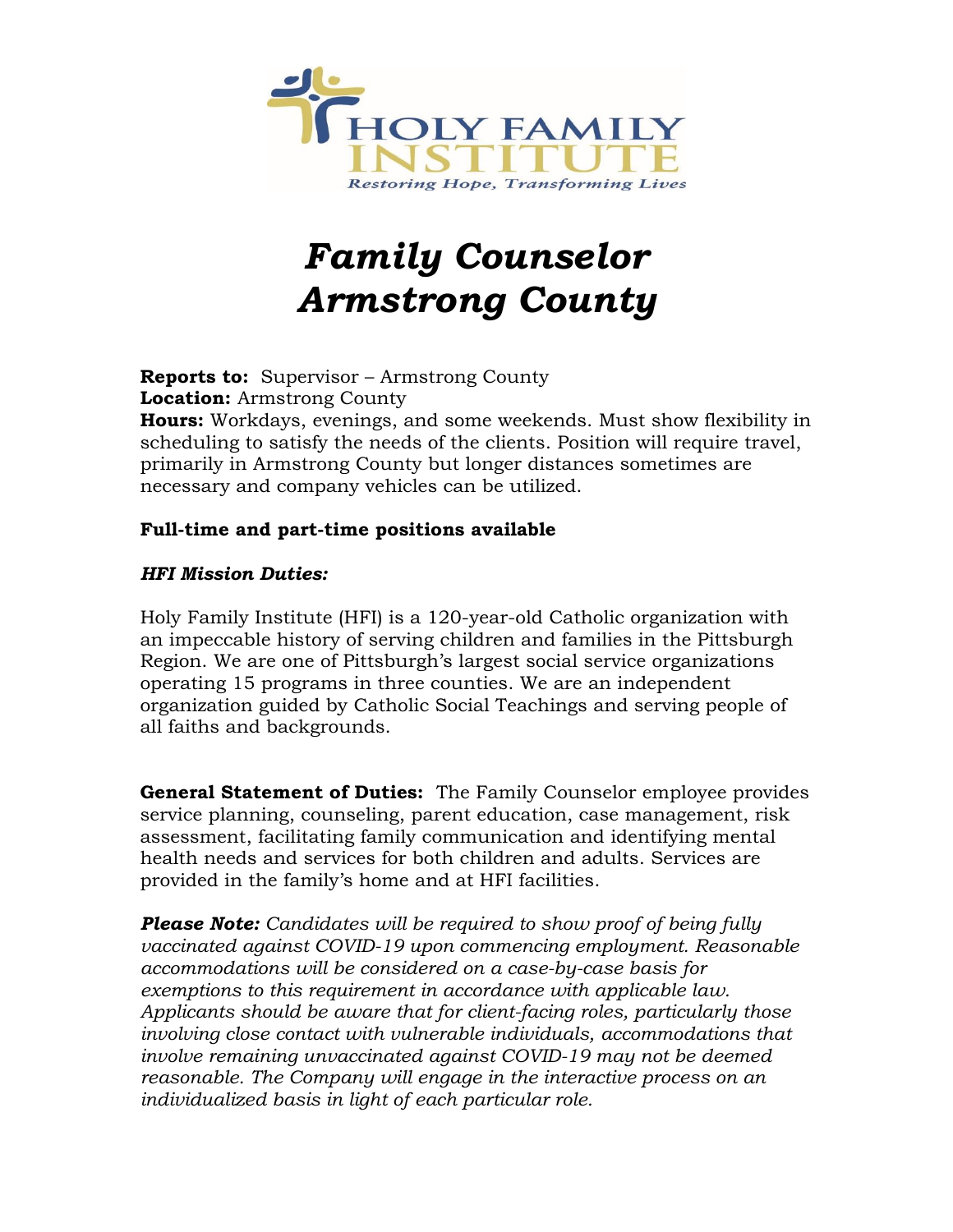HOLY FAMILY INSTITUTE

*Restoring Hope, Transforming Lives*

# *Family Counselor Armstrong County*

**Reports to:** Supervisor – Armstrong County
**Location:** Armstrong County
**Hours:** Workdays, evenings, and some weekends. Must show flexibility in scheduling to satisfy the needs of the clients. Position will require travel, primarily in Armstrong County but longer distances sometimes are necessary and company vehicles can be utilized.

**Full-time and part-time positions available**

***HFI Mission Duties:***

Holy Family Institute (HFI) is a 120-year-old Catholic organization with an impeccable history of serving children and families in the Pittsburgh Region. We are one of Pittsburgh's largest social service organizations operating 15 programs in three counties. We are an independent organization guided by Catholic Social Teachings and serving people of all faiths and backgrounds.

**General Statement of Duties:** The Family Counselor employee provides service planning, counseling, parent education, case management, risk assessment, facilitating family communication and identifying mental health needs and services for both children and adults. Services are provided in the family's home and at HFI facilities.

***Please Note:*** *Candidates will be required to show proof of being fully vaccinated against COVID-19 upon commencing employment. Reasonable accommodations will be considered on a case-by-case basis for exemptions to this requirement in accordance with applicable law. Applicants should be aware that for client-facing roles, particularly those involving close contact with vulnerable individuals, accommodations that involve remaining unvaccinated against COVID-19 may not be deemed reasonable. The Company will engage in the interactive process on an individualized basis in light of each particular role.*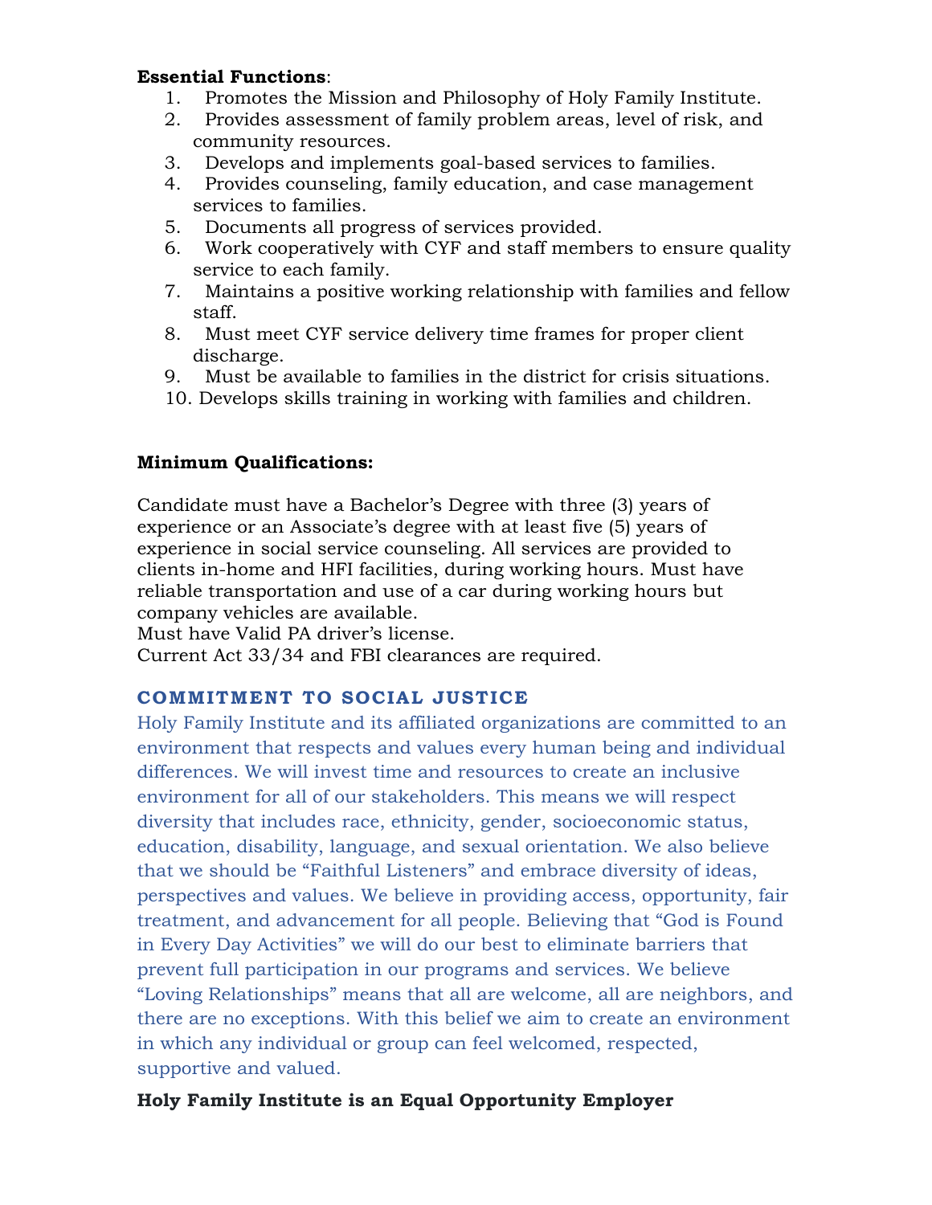**Essential Functions**:

1. Promotes the Mission and Philosophy of Holy Family Institute.
2. Provides assessment of family problem areas, level of risk, and community resources.
3. Develops and implements goal-based services to families.
4. Provides counseling, family education, and case management services to families.
5. Documents all progress of services provided.
6. Work cooperatively with CYF and staff members to ensure quality service to each family.
7. Maintains a positive working relationship with families and fellow staff.
8. Must meet CYF service delivery time frames for proper client discharge.
9. Must be available to families in the district for crisis situations.
10. Develops skills training in working with families and children.

**Minimum Qualifications:**

Candidate must have a Bachelor's Degree with three (3) years of experience or an Associate's degree with at least five (5) years of experience in social service counseling. All services are provided to clients in-home and HFI facilities, during working hours. Must have reliable transportation and use of a car during working hours but company vehicles are available.
Must have Valid PA driver's license.
Current Act 33/34 and FBI clearances are required.

**COMMITMENT TO SOCIAL JUSTICE**

Holy Family Institute and its affiliated organizations are committed to an environment that respects and values every human being and individual differences. We will invest time and resources to create an inclusive environment for all of our stakeholders. This means we will respect diversity that includes race, ethnicity, gender, socioeconomic status, education, disability, language, and sexual orientation. We also believe that we should be "Faithful Listeners" and embrace diversity of ideas, perspectives and values. We believe in providing access, opportunity, fair treatment, and advancement for all people. Believing that "God is Found in Every Day Activities" we will do our best to eliminate barriers that prevent full participation in our programs and services. We believe "Loving Relationships" means that all are welcome, all are neighbors, and there are no exceptions. With this belief we aim to create an environment in which any individual or group can feel welcomed, respected, supportive and valued.

**Holy Family Institute is an Equal Opportunity Employer**